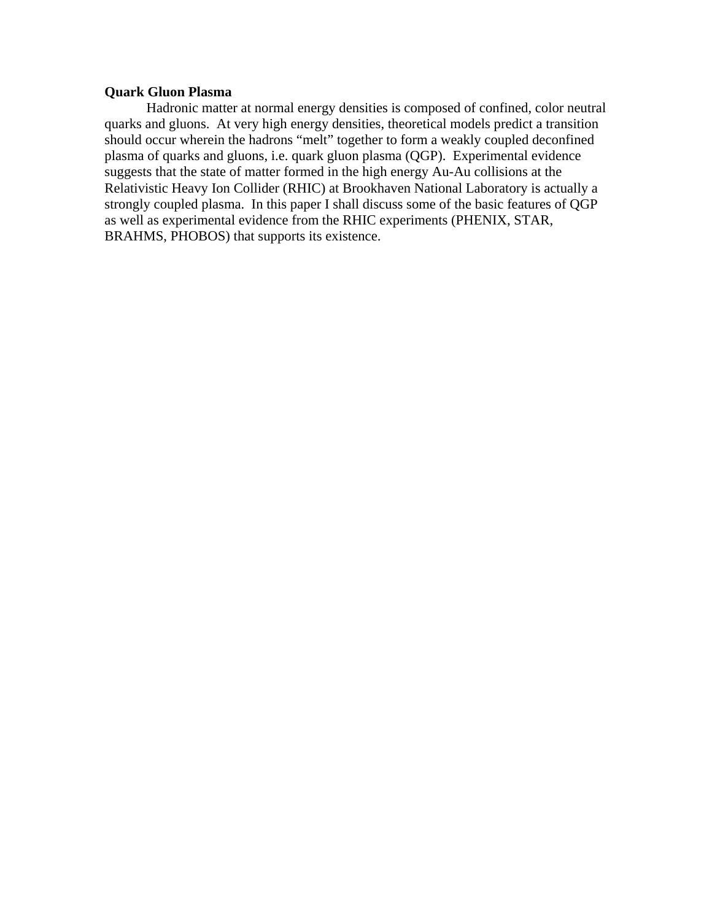**Quark Gluon Plasma**

Hadronic matter at normal energy densities is composed of confined, color neutral quarks and gluons. At very high energy densities, theoretical models predict a transition should occur wherein the hadrons "melt" together to form a weakly coupled deconfined plasma of quarks and gluons, i.e. quark gluon plasma (QGP). Experimental evidence suggests that the state of matter formed in the high energy Au-Au collisions at the Relativistic Heavy Ion Collider (RHIC) at Brookhaven National Laboratory is actually a strongly coupled plasma. In this paper I shall discuss some of the basic features of QGP as well as experimental evidence from the RHIC experiments (PHENIX, STAR, BRAHMS, PHOBOS) that supports its existence.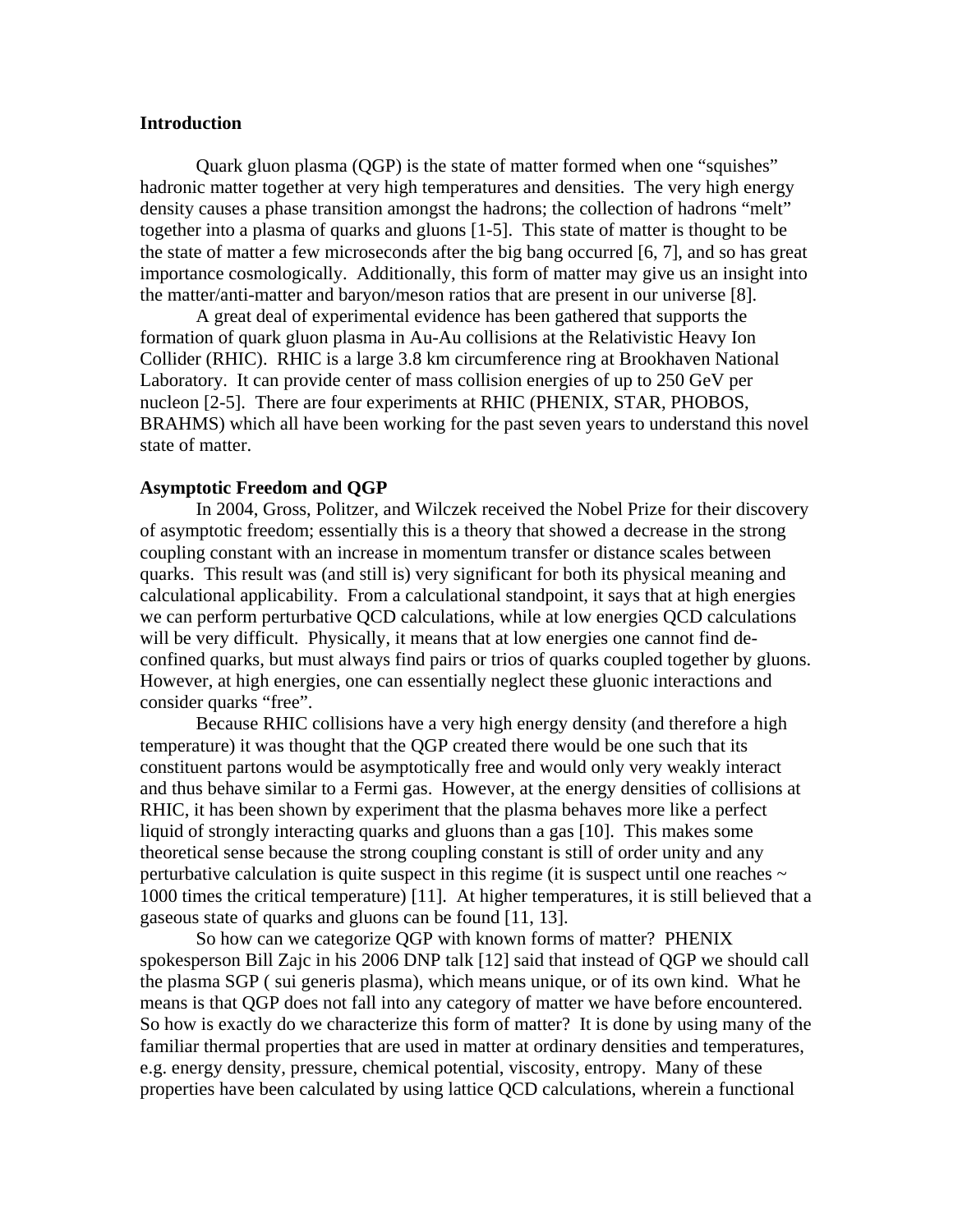## Introduction

Quark gluon plasma (QGP) is the state of matter formed when one "squishes" hadronic matter together at very high temperatures and densities. The very high energy density causes a phase transition amongst the hadrons; the collection of hadrons "melt" together into a plasma of quarks and gluons [1-5]. This state of matter is thought to be the state of matter a few microseconds after the big bang occurred [6, 7], and so has great importance cosmologically. Additionally, this form of matter may give us an insight into the matter/anti-matter and baryon/meson ratios that are present in our universe [8].

A great deal of experimental evidence has been gathered that supports the formation of quark gluon plasma in Au-Au collisions at the Relativistic Heavy Ion Collider (RHIC). RHIC is a large 3.8 km circumference ring at Brookhaven National Laboratory. It can provide center of mass collision energies of up to 250 GeV per nucleon [2-5]. There are four experiments at RHIC (PHENIX, STAR, PHOBOS, BRAHMS) which all have been working for the past seven years to understand this novel state of matter.

## Asymptotic Freedom and QGP

In 2004, Gross, Politzer, and Wilczek received the Nobel Prize for their discovery of asymptotic freedom; essentially this is a theory that showed a decrease in the strong coupling constant with an increase in momentum transfer or distance scales between quarks. This result was (and still is) very significant for both its physical meaning and calculational applicability. From a calculational standpoint, it says that at high energies we can perform perturbative QCD calculations, while at low energies QCD calculations will be very difficult. Physically, it means that at low energies one cannot find de-confined quarks, but must always find pairs or trios of quarks coupled together by gluons. However, at high energies, one can essentially neglect these gluonic interactions and consider quarks "free".

Because RHIC collisions have a very high energy density (and therefore a high temperature) it was thought that the QGP created there would be one such that its constituent partons would be asymptotically free and would only very weakly interact and thus behave similar to a Fermi gas. However, at the energy densities of collisions at RHIC, it has been shown by experiment that the plasma behaves more like a perfect liquid of strongly interacting quarks and gluons than a gas [10]. This makes some theoretical sense because the strong coupling constant is still of order unity and any perturbative calculation is quite suspect in this regime (it is suspect until one reaches ~ 1000 times the critical temperature) [11]. At higher temperatures, it is still believed that a gaseous state of quarks and gluons can be found [11, 13].

So how can we categorize QGP with known forms of matter? PHENIX spokesperson Bill Zajc in his 2006 DNP talk [12] said that instead of QGP we should call the plasma SGP ( sui generis plasma), which means unique, or of its own kind. What he means is that QGP does not fall into any category of matter we have before encountered. So how is exactly do we characterize this form of matter? It is done by using many of the familiar thermal properties that are used in matter at ordinary densities and temperatures, e.g. energy density, pressure, chemical potential, viscosity, entropy. Many of these properties have been calculated by using lattice QCD calculations, wherein a functional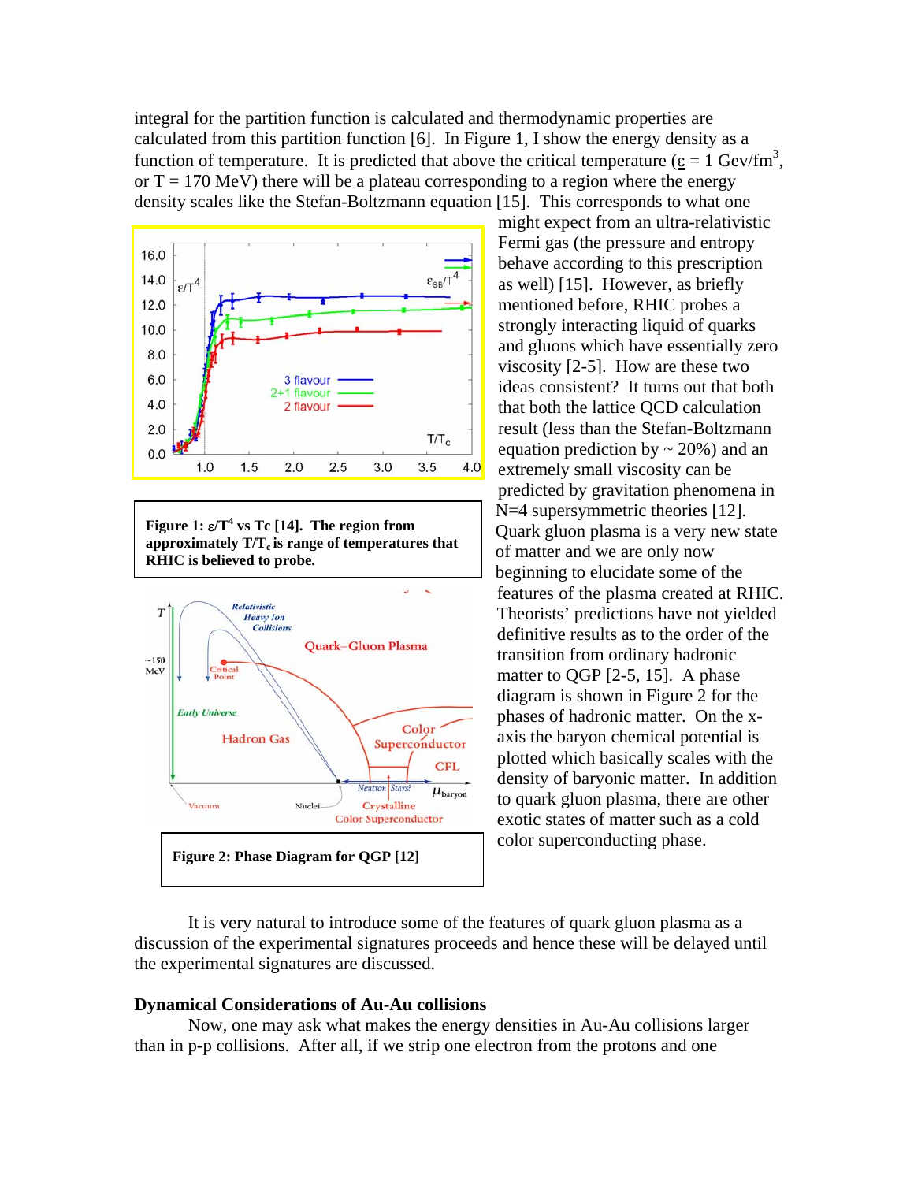integral for the partition function is calculated and thermodynamic properties are calculated from this partition function [6]. In Figure 1, I show the energy density as a function of temperature. It is predicted that above the critical temperature ($\varepsilon = 1$ Gev/fm$^3$, or T = 170 MeV) there will be a plateau corresponding to a region where the energy density scales like the Stefan-Boltzmann equation [15]. This corresponds to what one might expect from an ultra-relativistic Fermi gas (the pressure and entropy behave according to this prescription as well) [15]. However, as briefly mentioned before, RHIC probes a strongly interacting liquid of quarks and gluons which have essentially zero viscosity [2-5]. How are these two ideas consistent? It turns out that both that both the lattice QCD calculation result (less than the Stefan-Boltzmann equation prediction by ~ 20%) and an extremely small viscosity can be predicted by gravitation phenomena in N=4 supersymmetric theories [12]. Quark gluon plasma is a very new state of matter and we are only now beginning to elucidate some of the features of the plasma created at RHIC. Theorists' predictions have not yielded definitive results as to the order of the transition from ordinary hadronic matter to QGP [2-5, 15]. A phase diagram is shown in Figure 2 for the phases of hadronic matter. On the x-axis the baryon chemical potential is plotted which basically scales with the density of baryonic matter. In addition to quark gluon plasma, there are other exotic states of matter such as a cold color superconducting phase.

**Figure 1: $\varepsilon/T^4$ vs Tc [14]. The region from approximately $T/T_c$ is range of temperatures that RHIC is believed to probe.**

**Figure 2: Phase Diagram for QGP [12]**

It is very natural to introduce some of the features of quark gluon plasma as a discussion of the experimental signatures proceeds and hence these will be delayed until the experimental signatures are discussed.

### Dynamical Considerations of Au-Au collisions

Now, one may ask what makes the energy densities in Au-Au collisions larger than in p-p collisions. After all, if we strip one electron from the protons and one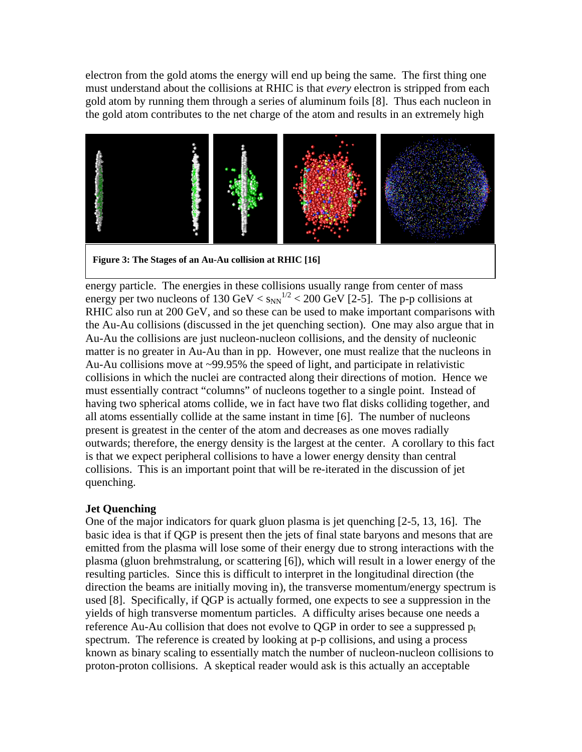electron from the gold atoms the energy will end up being the same. The first thing one must understand about the collisions at RHIC is that *every* electron is stripped from each gold atom by running them through a series of aluminum foils [8]. Thus each nucleon in the gold atom contributes to the net charge of the atom and results in an extremely high

**Figure 3: The Stages of an Au-Au collision at RHIC [16]**

energy particle. The energies in these collisions usually range from center of mass energy per two nucleons of 130 GeV < $s_{NN}^{1/2}$ < 200 GeV [2-5]. The p-p collisions at RHIC also run at 200 GeV, and so these can be used to make important comparisons with the Au-Au collisions (discussed in the jet quenching section). One may also argue that in Au-Au the collisions are just nucleon-nucleon collisions, and the density of nucleonic matter is no greater in Au-Au than in pp. However, one must realize that the nucleons in Au-Au collisions move at ~99.95% the speed of light, and participate in relativistic collisions in which the nuclei are contracted along their directions of motion. Hence we must essentially contract "columns" of nucleons together to a single point. Instead of having two spherical atoms collide, we in fact have two flat disks colliding together, and all atoms essentially collide at the same instant in time [6]. The number of nucleons present is greatest in the center of the atom and decreases as one moves radially outwards; therefore, the energy density is the largest at the center. A corollary to this fact is that we expect peripheral collisions to have a lower energy density than central collisions. This is an important point that will be re-iterated in the discussion of jet quenching.

**Jet Quenching**

One of the major indicators for quark gluon plasma is jet quenching [2-5, 13, 16]. The basic idea is that if QGP is present then the jets of final state baryons and mesons that are emitted from the plasma will lose some of their energy due to strong interactions with the plasma (gluon brehmstralung, or scattering [6]), which will result in a lower energy of the resulting particles. Since this is difficult to interpret in the longitudinal direction (the direction the beams are initially moving in), the transverse momentum/energy spectrum is used [8]. Specifically, if QGP is actually formed, one expects to see a suppression in the yields of high transverse momentum particles. A difficulty arises because one needs a reference Au-Au collision that does not evolve to QGP in order to see a suppressed $p_t$ spectrum. The reference is created by looking at p-p collisions, and using a process known as binary scaling to essentially match the number of nucleon-nucleon collisions to proton-proton collisions. A skeptical reader would ask is this actually an acceptable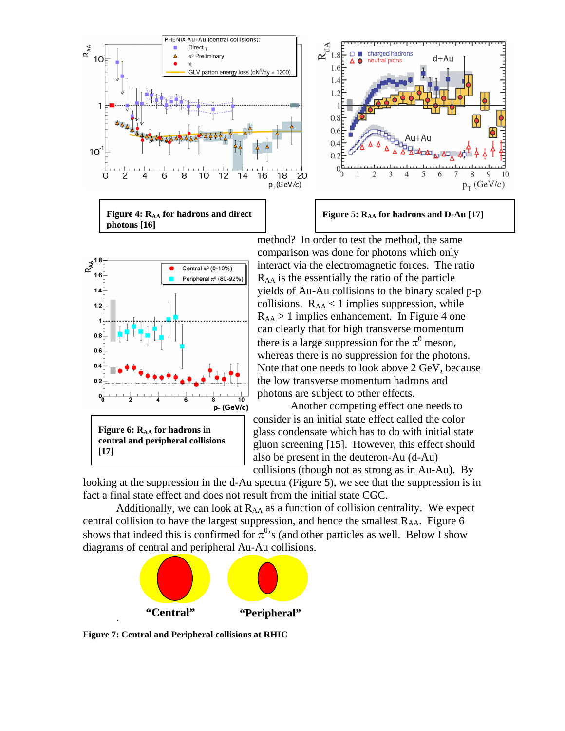**Figure 4: $R_{AA}$ for hadrons and direct photons [16]**

**Figure 5: $R_{AA}$ for hadrons and D-Au [17]**

method? In order to test the method, the same comparison was done for photons which only interact via the electromagnetic forces. The ratio $R_{AA}$ is the essentially the ratio of the particle yields of Au-Au collisions to the binary scaled p-p collisions. $R_{AA} < 1$ implies suppression, while $R_{AA} > 1$ implies enhancement. In Figure 4 one can clearly that for high transverse momentum there is a large suppression for the $\pi^0$ meson, whereas there is no suppression for the photons. Note that one needs to look above 2 GeV, because the low transverse momentum hadrons and photons are subject to other effects.

**Figure 6: $R_{AA}$ for hadrons in central and peripheral collisions [17]**

Another competing effect one needs to consider is an initial state effect called the color glass condensate which has to do with initial state gluon screening [15]. However, this effect should also be present in the deuteron-Au (d-Au) collisions (though not as strong as in Au-Au). By looking at the suppression in the d-Au spectra (Figure 5), we see that the suppression is in fact a final state effect and does not result from the initial state CGC.

Additionally, we can look at $R_{AA}$ as a function of collision centrality. We expect central collision to have the largest suppression, and hence the smallest $R_{AA}$. Figure 6 shows that indeed this is confirmed for $\pi^0$'s (and other particles as well. Below I show diagrams of central and peripheral Au-Au collisions.

"Central" "Peripheral"

**Figure 7: Central and Peripheral collisions at RHIC**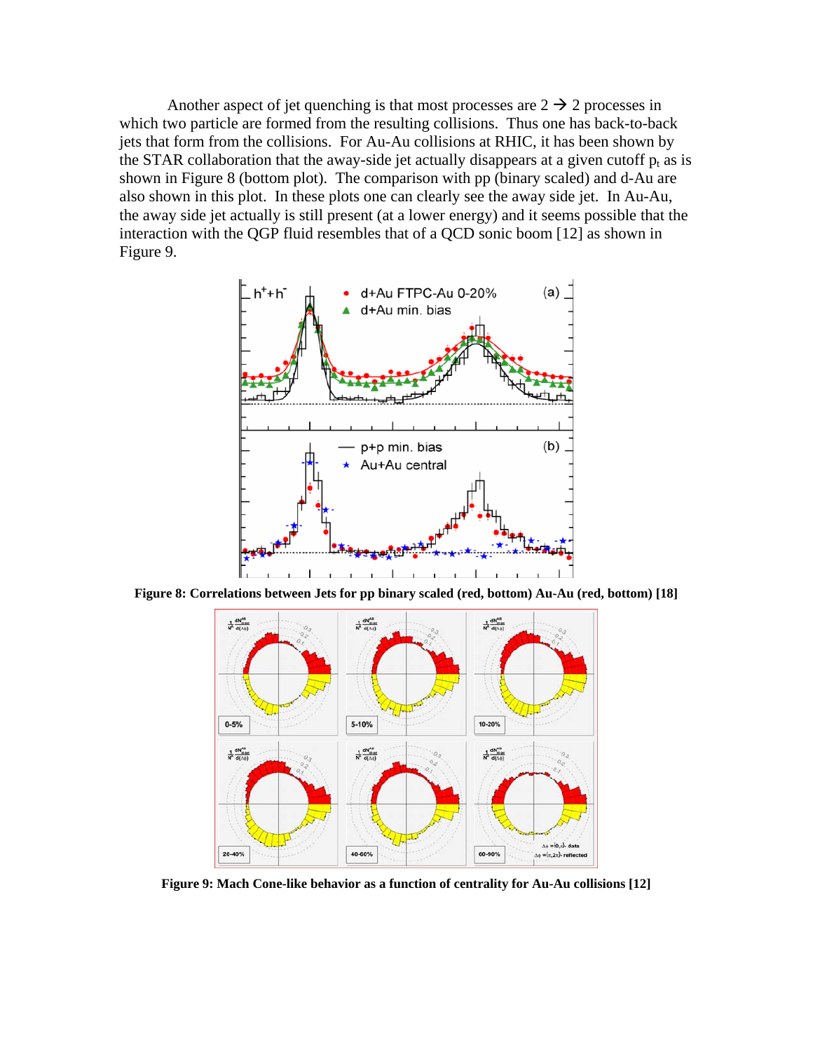Another aspect of jet quenching is that most processes are 2 → 2 processes in which two particle are formed from the resulting collisions. Thus one has back-to-back jets that form from the collisions. For Au-Au collisions at RHIC, it has been shown by the STAR collaboration that the away-side jet actually disappears at a given cutoff $p_t$ as is shown in Figure 8 (bottom plot). The comparison with pp (binary scaled) and d-Au are also shown in this plot. In these plots one can clearly see the away side jet. In Au-Au, the away side jet actually is still present (at a lower energy) and it seems possible that the interaction with the QGP fluid resembles that of a QCD sonic boom [12] as shown in Figure 9.

**Figure 8: Correlations between Jets for pp binary scaled (red, bottom) Au-Au (red, bottom) [18]**

**Figure 9: Mach Cone-like behavior as a function of centrality for Au-Au collisions [12]**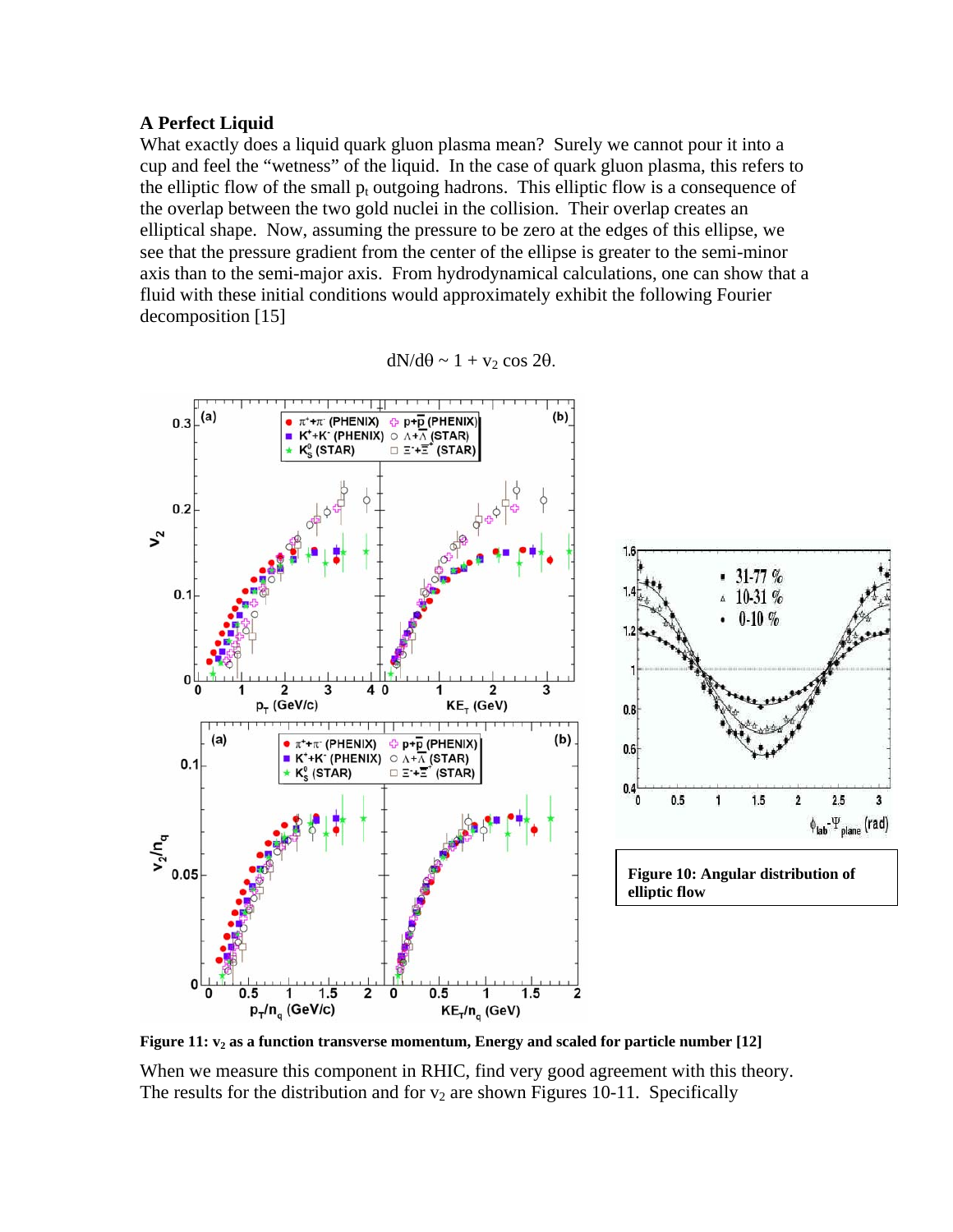### A Perfect Liquid

What exactly does a liquid quark gluon plasma mean? Surely we cannot pour it into a cup and feel the "wetness" of the liquid. In the case of quark gluon plasma, this refers to the elliptic flow of the small $p_t$ outgoing hadrons. This elliptic flow is a consequence of the overlap between the two gold nuclei in the collision. Their overlap creates an elliptical shape. Now, assuming the pressure to be zero at the edges of this ellipse, we see that the pressure gradient from the center of the ellipse is greater to the semi-minor axis than to the semi-major axis. From hydrodynamical calculations, one can show that a fluid with these initial conditions would approximately exhibit the following Fourier decomposition [15]

$$dN/d\theta \sim 1 + v_2 \cos 2\theta.$$

**Figure 11: $v_2$ as a function transverse momentum, Energy and scaled for particle number [12]**

**Figure 10: Angular distribution of elliptic flow**

When we measure this component in RHIC, find very good agreement with this theory. The results for the distribution and for $v_2$ are shown Figures 10-11. Specifically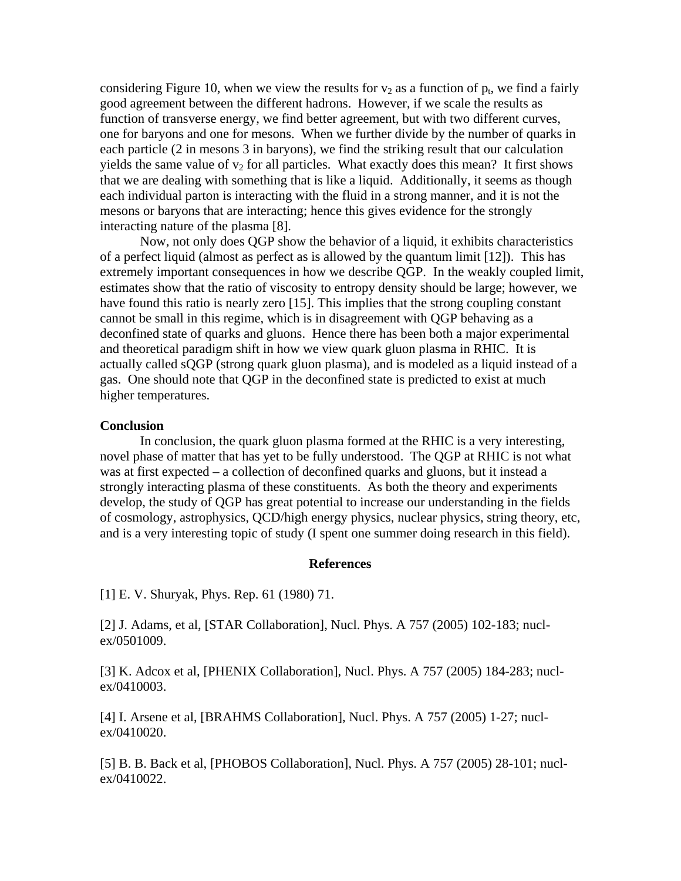considering Figure 10, when we view the results for $v_2$ as a function of $p_t$, we find a fairly good agreement between the different hadrons. However, if we scale the results as function of transverse energy, we find better agreement, but with two different curves, one for baryons and one for mesons. When we further divide by the number of quarks in each particle (2 in mesons 3 in baryons), we find the striking result that our calculation yields the same value of $v_2$ for all particles. What exactly does this mean? It first shows that we are dealing with something that is like a liquid. Additionally, it seems as though each individual parton is interacting with the fluid in a strong manner, and it is not the mesons or baryons that are interacting; hence this gives evidence for the strongly interacting nature of the plasma [8].

Now, not only does QGP show the behavior of a liquid, it exhibits characteristics of a perfect liquid (almost as perfect as is allowed by the quantum limit [12]). This has extremely important consequences in how we describe QGP. In the weakly coupled limit, estimates show that the ratio of viscosity to entropy density should be large; however, we have found this ratio is nearly zero [15]. This implies that the strong coupling constant cannot be small in this regime, which is in disagreement with QGP behaving as a deconfined state of quarks and gluons. Hence there has been both a major experimental and theoretical paradigm shift in how we view quark gluon plasma in RHIC. It is actually called sQGP (strong quark gluon plasma), and is modeled as a liquid instead of a gas. One should note that QGP in the deconfined state is predicted to exist at much higher temperatures.

**Conclusion**

In conclusion, the quark gluon plasma formed at the RHIC is a very interesting, novel phase of matter that has yet to be fully understood. The QGP at RHIC is not what was at first expected – a collection of deconfined quarks and gluons, but it instead a strongly interacting plasma of these constituents. As both the theory and experiments develop, the study of QGP has great potential to increase our understanding in the fields of cosmology, astrophysics, QCD/high energy physics, nuclear physics, string theory, etc, and is a very interesting topic of study (I spent one summer doing research in this field).

**References**

[1] E. V. Shuryak, Phys. Rep. 61 (1980) 71.

[2] J. Adams, et al, [STAR Collaboration], Nucl. Phys. A 757 (2005) 102-183; nucl-ex/0501009.

[3] K. Adcox et al, [PHENIX Collaboration], Nucl. Phys. A 757 (2005) 184-283; nucl-ex/0410003.

[4] I. Arsene et al, [BRAHMS Collaboration], Nucl. Phys. A 757 (2005) 1-27; nucl-ex/0410020.

[5] B. B. Back et al, [PHOBOS Collaboration], Nucl. Phys. A 757 (2005) 28-101; nucl-ex/0410022.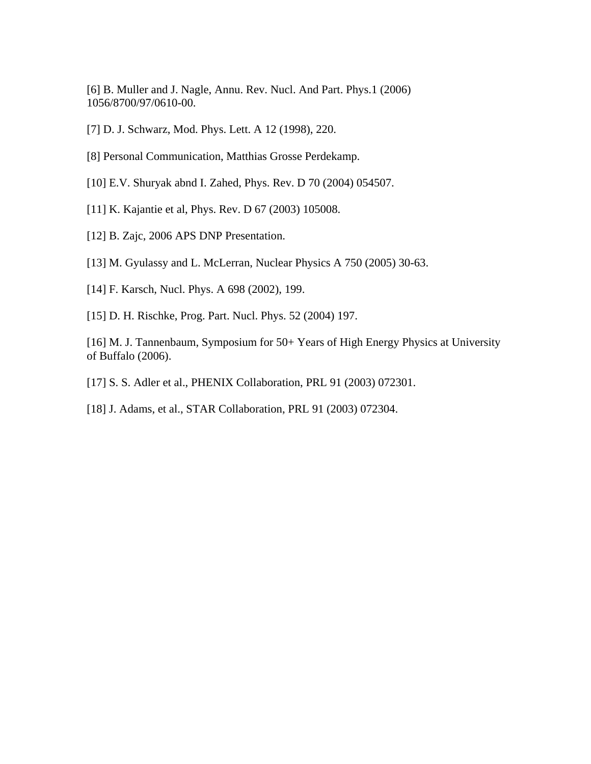[6] B. Muller and J. Nagle, Annu. Rev. Nucl. And Part. Phys.1 (2006) 1056/8700/97/0610-00.

[7] D. J. Schwarz, Mod. Phys. Lett. A 12 (1998), 220.

[8] Personal Communication, Matthias Grosse Perdekamp.

[10] E.V. Shuryak abnd I. Zahed, Phys. Rev. D 70 (2004) 054507.

[11] K. Kajantie et al, Phys. Rev. D 67 (2003) 105008.

[12] B. Zajc, 2006 APS DNP Presentation.

[13] M. Gyulassy and L. McLerran, Nuclear Physics A 750 (2005) 30-63.

[14] F. Karsch, Nucl. Phys. A 698 (2002), 199.

[15] D. H. Rischke, Prog. Part. Nucl. Phys. 52 (2004) 197.

[16] M. J. Tannenbaum, Symposium for 50+ Years of High Energy Physics at University of Buffalo (2006).

[17] S. S. Adler et al., PHENIX Collaboration, PRL 91 (2003) 072301.

[18] J. Adams, et al., STAR Collaboration, PRL 91 (2003) 072304.